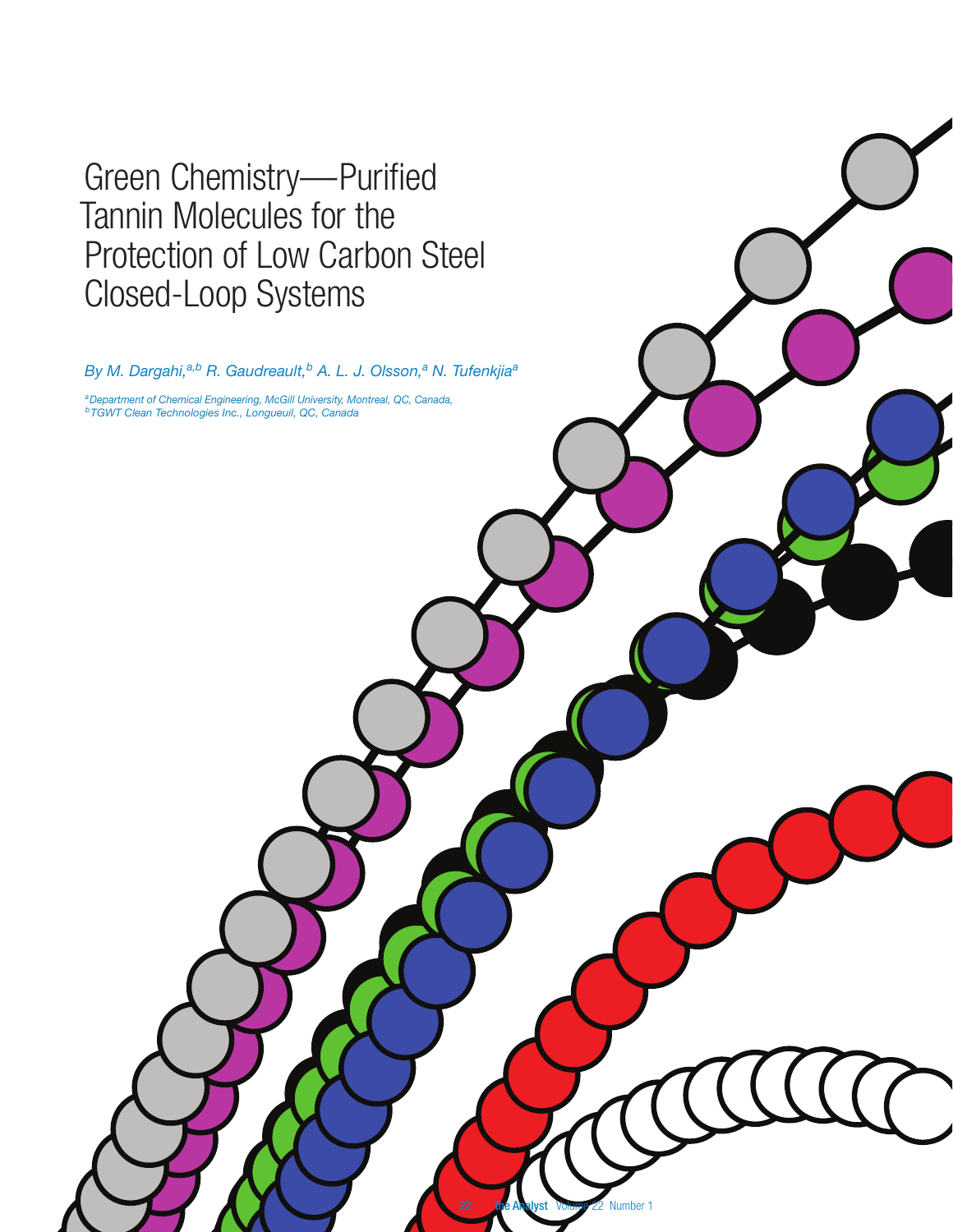# Green Chemistry—Purified Tannin Molecules for the Protection of Low Carbon Steel Closed-Loop Systems

*By M. Dargahi,[a,b] R. Gaudreault,[b] A. L. J. Olsson,[a] N. Tufenkji[a]*

*[a]Department of Chemical Engineering, McGill University, Montreal, QC, Canada,*
*[b]TGWT Clean Technologies Inc., Longueuil, QC, Canada*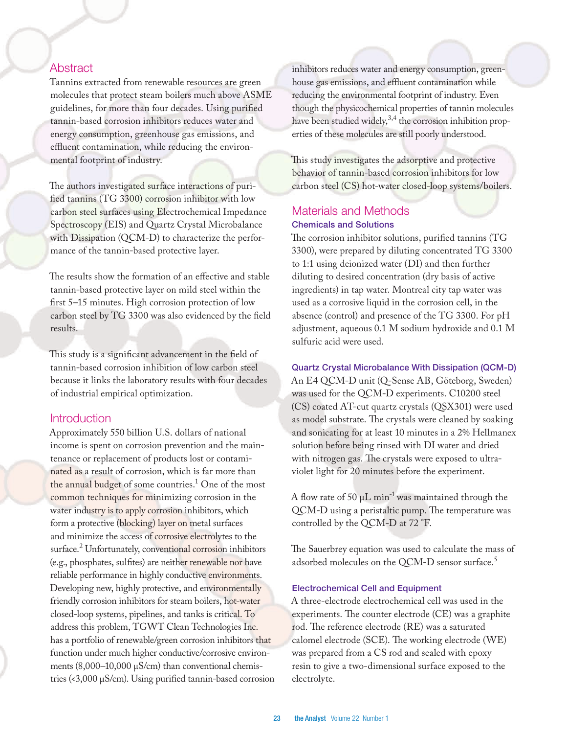## Abstract

Tannins extracted from renewable resources are green molecules that protect steam boilers much above ASME guidelines, for more than four decades. Using purified tannin-based corrosion inhibitors reduces water and energy consumption, greenhouse gas emissions, and effluent contamination, while reducing the environmental footprint of industry.

The authors investigated surface interactions of purified tannins (TG 3300) corrosion inhibitor with low carbon steel surfaces using Electrochemical Impedance Spectroscopy (EIS) and Quartz Crystal Microbalance with Dissipation (QCM-D) to characterize the performance of the tannin-based protective layer.

The results show the formation of an effective and stable tannin-based protective layer on mild steel within the first 5–15 minutes. High corrosion protection of low carbon steel by TG 3300 was also evidenced by the field results.

This study is a significant advancement in the field of tannin-based corrosion inhibition of low carbon steel because it links the laboratory results with four decades of industrial empirical optimization.

## Introduction

Approximately 550 billion U.S. dollars of national income is spent on corrosion prevention and the maintenance or replacement of products lost or contaminated as a result of corrosion, which is far more than the annual budget of some countries.[1] One of the most common techniques for minimizing corrosion in the water industry is to apply corrosion inhibitors, which form a protective (blocking) layer on metal surfaces and minimize the access of corrosive electrolytes to the surface.[2] Unfortunately, conventional corrosion inhibitors (e.g., phosphates, sulfites) are neither renewable nor have reliable performance in highly conductive environments. Developing new, highly protective, and environmentally friendly corrosion inhibitors for steam boilers, hot-water closed-loop systems, pipelines, and tanks is critical. To address this problem, TGWT Clean Technologies Inc. has a portfolio of renewable/green corrosion inhibitors that function under much higher conductive/corrosive environments (8,000–10,000 μS/cm) than conventional chemistries (<3,000 μS/cm). Using purified tannin-based corrosion inhibitors reduces water and energy consumption, greenhouse gas emissions, and effluent contamination while reducing the environmental footprint of industry. Even though the physicochemical properties of tannin molecules have been studied widely,[3,4] the corrosion inhibition properties of these molecules are still poorly understood.

This study investigates the adsorptive and protective behavior of tannin-based corrosion inhibitors for low carbon steel (CS) hot-water closed-loop systems/boilers.

## Materials and Methods

### Chemicals and Solutions

The corrosion inhibitor solutions, purified tannins (TG 3300), were prepared by diluting concentrated TG 3300 to 1:1 using deionized water (DI) and then further diluting to desired concentration (dry basis of active ingredients) in tap water. Montreal city tap water was used as a corrosive liquid in the corrosion cell, in the absence (control) and presence of the TG 3300. For pH adjustment, aqueous 0.1 M sodium hydroxide and 0.1 M sulfuric acid were used.

### Quartz Crystal Microbalance With Dissipation (QCM-D)

An E4 QCM-D unit (Q-Sense AB, Göteborg, Sweden) was used for the QCM-D experiments. C10200 steel (CS) coated AT-cut quartz crystals (QSX301) were used as model substrate. The crystals were cleaned by soaking and sonicating for at least 10 minutes in a 2% Hellmanex solution before being rinsed with DI water and dried with nitrogen gas. The crystals were exposed to ultraviolet light for 20 minutes before the experiment.

A flow rate of 50 μL min$^{-1}$ was maintained through the QCM-D using a peristaltic pump. The temperature was controlled by the QCM-D at 72 °F.

The Sauerbrey equation was used to calculate the mass of adsorbed molecules on the QCM-D sensor surface.[5]

### Electrochemical Cell and Equipment

A three-electrode electrochemical cell was used in the experiments. The counter electrode (CE) was a graphite rod. The reference electrode (RE) was a saturated calomel electrode (SCE). The working electrode (WE) was prepared from a CS rod and sealed with epoxy resin to give a two-dimensional surface exposed to the electrolyte.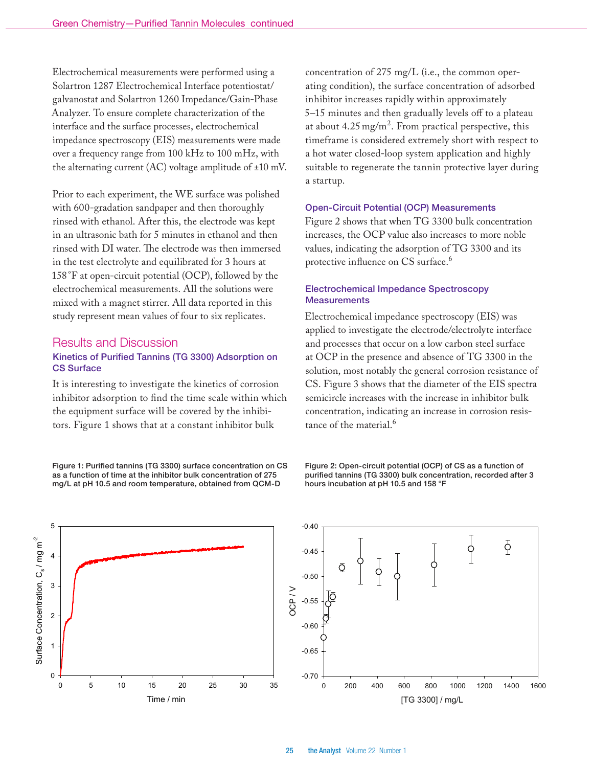Electrochemical measurements were performed using a Solartron 1287 Electrochemical Interface potentiostat/galvanostat and Solartron 1260 Impedance/Gain-Phase Analyzer. To ensure complete characterization of the interface and the surface processes, electrochemical impedance spectroscopy (EIS) measurements were made over a frequency range from 100 kHz to 100 mHz, with the alternating current (AC) voltage amplitude of ±10 mV.

Prior to each experiment, the WE surface was polished with 600-gradation sandpaper and then thoroughly rinsed with ethanol. After this, the electrode was kept in an ultrasonic bath for 5 minutes in ethanol and then rinsed with DI water. The electrode was then immersed in the test electrolyte and equilibrated for 3 hours at 158 °F at open-circuit potential (OCP), followed by the electrochemical measurements. All the solutions were mixed with a magnet stirrer. All data reported in this study represent mean values of four to six replicates.

## Results and Discussion

### Kinetics of Purified Tannins (TG 3300) Adsorption on CS Surface

It is interesting to investigate the kinetics of corrosion inhibitor adsorption to find the time scale within which the equipment surface will be covered by the inhibitors. Figure 1 shows that at a constant inhibitor bulk concentration of 275 mg/L (i.e., the common operating condition), the surface concentration of adsorbed inhibitor increases rapidly within approximately 5–15 minutes and then gradually levels off to a plateau at about 4.25 mg/m$^2$. From practical perspective, this timeframe is considered extremely short with respect to a hot water closed-loop system application and highly suitable to regenerate the tannin protective layer during a startup.

### Open-Circuit Potential (OCP) Measurements

Figure 2 shows that when TG 3300 bulk concentration increases, the OCP value also increases to more noble values, indicating the adsorption of TG 3300 and its protective influence on CS surface.[6]

### Electrochemical Impedance Spectroscopy Measurements

Electrochemical impedance spectroscopy (EIS) was applied to investigate the electrode/electrolyte interface and processes that occur on a low carbon steel surface at OCP in the presence and absence of TG 3300 in the solution, most notably the general corrosion resistance of CS. Figure 3 shows that the diameter of the EIS spectra semicircle increases with the increase in inhibitor bulk concentration, indicating an increase in corrosion resistance of the material.[6]

**Figure 1: Purified tannins (TG 3300) surface concentration on CS as a function of time at the inhibitor bulk concentration of 275 mg/L at pH 10.5 and room temperature, obtained from QCM-D**

**Figure 2: Open-circuit potential (OCP) of CS as a function of purified tannins (TG 3300) bulk concentration, recorded after 3 hours incubation at pH 10.5 and 158 °F**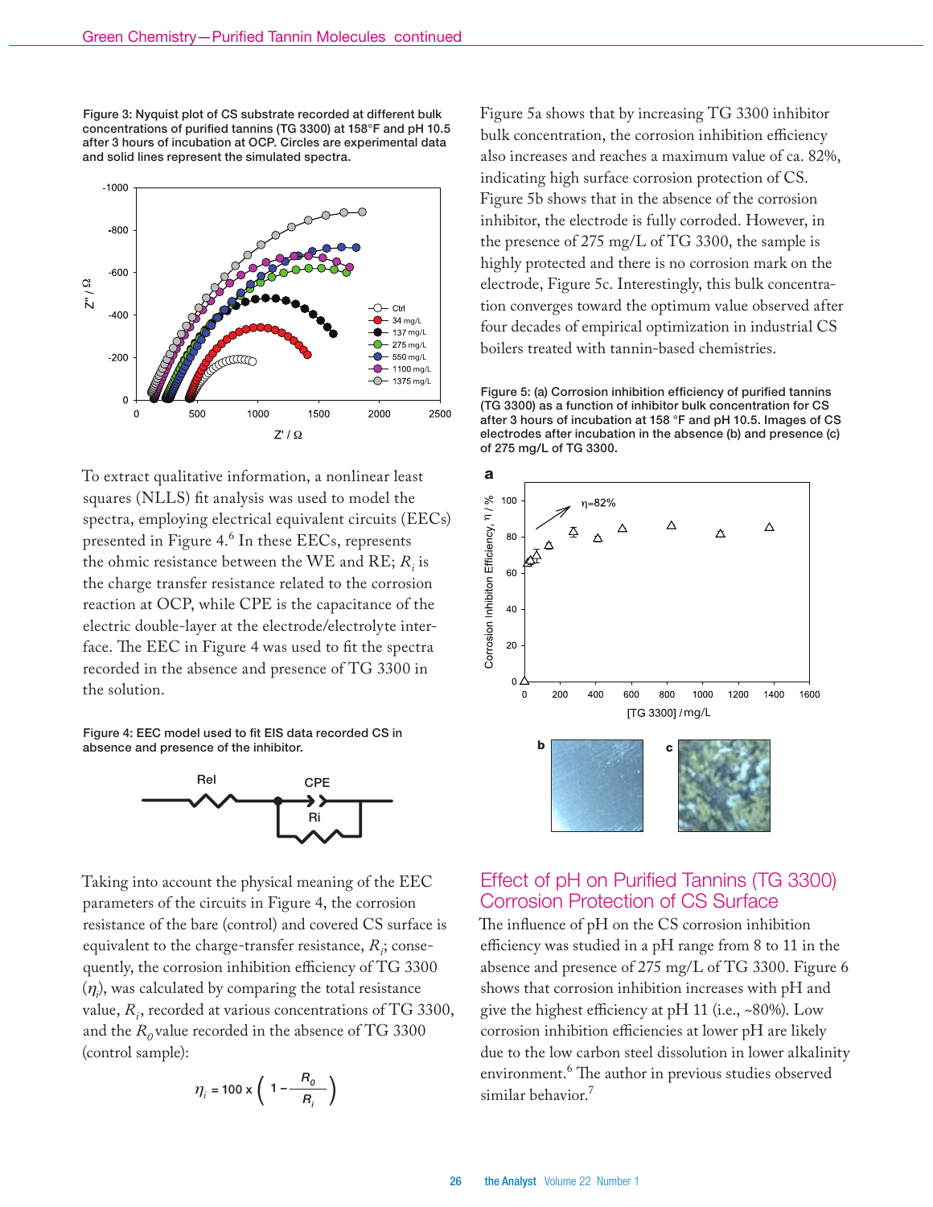Figure 3: Nyquist plot of CS substrate recorded at different bulk concentrations of purified tannins (TG 3300) at 158°F and pH 10.5 after 3 hours of incubation at OCP. Circles are experimental data and solid lines represent the simulated spectra.

To extract qualitative information, a nonlinear least squares (NLLS) fit analysis was used to model the spectra, employing electrical equivalent circuits (EECs) presented in Figure 4.[6] In these EECs, represents the ohmic resistance between the WE and RE; $R_i$ is the charge transfer resistance related to the corrosion reaction at OCP, while CPE is the capacitance of the electric double-layer at the electrode/electrolyte interface. The EEC in Figure 4 was used to fit the spectra recorded in the absence and presence of TG 3300 in the solution.

Figure 4: EEC model used to fit EIS data recorded CS in absence and presence of the inhibitor.

Taking into account the physical meaning of the EEC parameters of the circuits in Figure 4, the corrosion resistance of the bare (control) and covered CS surface is equivalent to the charge-transfer resistance, $R_i$; consequently, the corrosion inhibition efficiency of TG 3300 ($\eta_i$), was calculated by comparing the total resistance value, $R_i$, recorded at various concentrations of TG 3300, and the $R_0$ value recorded in the absence of TG 3300 (control sample):

$$\eta_i = 100 \times \left(1 - \frac{R_0}{R_i}\right)$$

Figure 5a shows that by increasing TG 3300 inhibitor bulk concentration, the corrosion inhibition efficiency also increases and reaches a maximum value of ca. 82%, indicating high surface corrosion protection of CS. Figure 5b shows that in the absence of the corrosion inhibitor, the electrode is fully corroded. However, in the presence of 275 mg/L of TG 3300, the sample is highly protected and there is no corrosion mark on the electrode, Figure 5c. Interestingly, this bulk concentration converges toward the optimum value observed after four decades of empirical optimization in industrial CS boilers treated with tannin-based chemistries.

Figure 5: (a) Corrosion inhibition efficiency of purified tannins (TG 3300) as a function of inhibitor bulk concentration for CS after 3 hours of incubation at 158 °F and pH 10.5. Images of CS electrodes after incubation in the absence (b) and presence (c) of 275 mg/L of TG 3300.

## Effect of pH on Purified Tannins (TG 3300) Corrosion Protection of CS Surface

The influence of pH on the CS corrosion inhibition efficiency was studied in a pH range from 8 to 11 in the absence and presence of 275 mg/L of TG 3300. Figure 6 shows that corrosion inhibition increases with pH and give the highest efficiency at pH 11 (i.e., ~80%). Low corrosion inhibition efficiencies at lower pH are likely due to the low carbon steel dissolution in lower alkalinity environment.[6] The author in previous studies observed similar behavior.[7]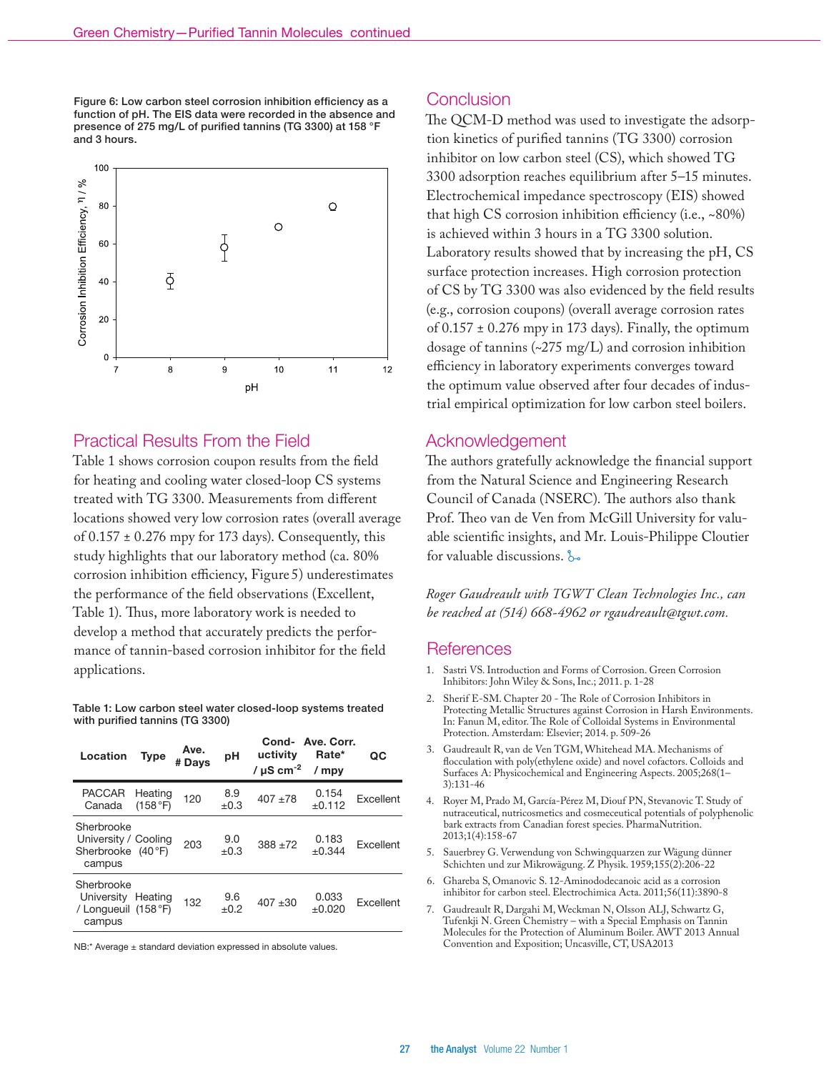Figure 6: Low carbon steel corrosion inhibition efficiency as a function of pH. The EIS data were recorded in the absence and presence of 275 mg/L of purified tannins (TG 3300) at 158 °F and 3 hours.

Corrosion Inhibition Efficiency, η / %

100
80
60
40
20
0

7
8
9
10
11
12

pH

## Practical Results From the Field

Table 1 shows corrosion coupon results from the field for heating and cooling water closed-loop CS systems treated with TG 3300. Measurements from different locations showed very low corrosion rates (overall average of 0.157 ± 0.276 mpy for 173 days). Consequently, this study highlights that our laboratory method (ca. 80% corrosion inhibition efficiency, Figure 5) underestimates the performance of the field observations (Excellent, Table 1). Thus, more laboratory work is needed to develop a method that accurately predicts the performance of tannin-based corrosion inhibitor for the field applications.

Table 1: Low carbon steel water closed-loop systems treated with purified tannins (TG 3300)

| Location | Type | Ave. # Days | pH | Conductivity / µS cm$^{-2}$ | Ave. Corr. Rate* / mpy | QC |
|---|---|---|---|---|---|---|
| PACCAR Canada | Heating (158 °F) | 120 | 8.9 ±0.3 | 407 ±78 | 0.154 ±0.112 | Excellent |
| Sherbrooke University / Sherbrooke campus | Cooling (40 °F) | 203 | 9.0 ±0.3 | 388 ±72 | 0.183 ±0.344 | Excellent |
| Sherbrooke University / Longueuil campus | Heating (158 °F) | 132 | 9.6 ±0.2 | 407 ±30 | 0.033 ±0.020 | Excellent |

NB:* Average ± standard deviation expressed in absolute values.

## Conclusion

The QCM-D method was used to investigate the adsorption kinetics of purified tannins (TG 3300) corrosion inhibitor on low carbon steel (CS), which showed TG 3300 adsorption reaches equilibrium after 5–15 minutes. Electrochemical impedance spectroscopy (EIS) showed that high CS corrosion inhibition efficiency (i.e., ~80%) is achieved within 3 hours in a TG 3300 solution. Laboratory results showed that by increasing the pH, CS surface protection increases. High corrosion protection of CS by TG 3300 was also evidenced by the field results (e.g., corrosion coupons) (overall average corrosion rates of 0.157 ± 0.276 mpy in 173 days). Finally, the optimum dosage of tannins (~275 mg/L) and corrosion inhibition efficiency in laboratory experiments converges toward the optimum value observed after four decades of industrial empirical optimization for low carbon steel boilers.

## Acknowledgement

The authors gratefully acknowledge the financial support from the Natural Science and Engineering Research Council of Canada (NSERC). The authors also thank Prof. Theo van de Ven from McGill University for valuable scientific insights, and Mr. Louis-Philippe Cloutier for valuable discussions.

*Roger Gaudreault with TGWT Clean Technologies Inc., can be reached at (514) 668-4962 or rgaudreault@tgwt.com.*

## References

1. Sastri VS. Introduction and Forms of Corrosion. Green Corrosion Inhibitors: John Wiley & Sons, Inc.; 2011. p. 1-28
2. Sherif E-SM. Chapter 20 - The Role of Corrosion Inhibitors in Protecting Metallic Structures against Corrosion in Harsh Environments. In: Fanun M, editor. The Role of Colloidal Systems in Environmental Protection. Amsterdam: Elsevier; 2014. p. 509-26
3. Gaudreault R, van de Ven TGM, Whitehead MA. Mechanisms of flocculation with poly(ethylene oxide) and novel cofactors. Colloids and Surfaces A: Physicochemical and Engineering Aspects. 2005;268(1–3):131-46
4. Royer M, Prado M, García-Pérez M, Diouf PN, Stevanovic T. Study of nutraceutical, nutricosmetics and cosmeceutical potentials of polyphenolic bark extracts from Canadian forest species. PharmaNutrition. 2013;1(4):158-67
5. Sauerbrey G. Verwendung von Schwingquarzen zur Wägung dünner Schichten und zur Mikrowägung. Z Physik. 1959;155(2):206-22
6. Ghareba S, Omanovic S. 12-Aminododecanoic acid as a corrosion inhibitor for carbon steel. Electrochimica Acta. 2011;56(11):3890-8
7. Gaudreault R, Dargahi M, Weckman N, Olsson ALJ, Schwartz G, Tufenkji N. Green Chemistry – with a Special Emphasis on Tannin Molecules for the Protection of Aluminum Boiler. AWT 2013 Annual Convention and Exposition; Uncasville, CT, USA2013